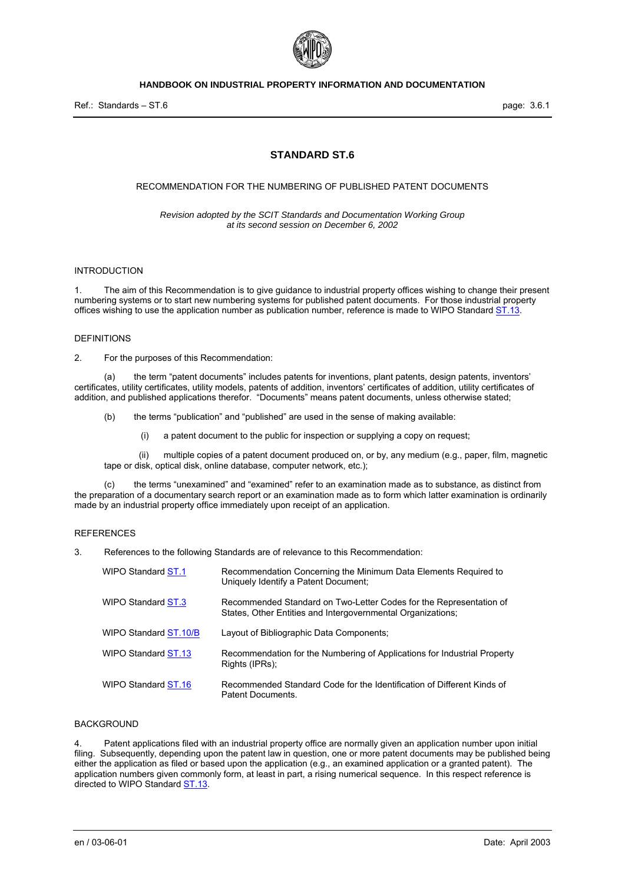# STANDARD ST.6

RECOMMENDATION FOR THE NUMBERING OF PUBLISHED PATENT DOCUMENTS

*Revision adopted by the SCIT Standards and Documentation Working Group at its second session on December 6, 2002*

## INTRODUCTION

1. The aim of this Recommendation is to give guidance to industrial property offices wishing to change their present numbering systems or to start new numbering systems for published patent documents. For those industrial property offices wishing to use the application number as publication number, reference is made to WIPO Standard ST.13.

## DEFINITIONS

2. For the purposes of this Recommendation:

(a) the term "patent documents" includes patents for inventions, plant patents, design patents, inventors' certificates, utility certificates, utility models, patents of addition, inventors' certificates of addition, utility certificates of addition, and published applications therefor. "Documents" means patent documents, unless otherwise stated;

(b) the terms "publication" and "published" are used in the sense of making available:

(i) a patent document to the public for inspection or supplying a copy on request;

(ii) multiple copies of a patent document produced on, or by, any medium (e.g., paper, film, magnetic tape or disk, optical disk, online database, computer network, etc.);

(c) the terms "unexamined" and "examined" refer to an examination made as to substance, as distinct from the preparation of a documentary search report or an examination made as to form which latter examination is ordinarily made by an industrial property office immediately upon receipt of an application.

## REFERENCES

3. References to the following Standards are of relevance to this Recommendation:

| | |
|---|---|
| WIPO Standard ST.1 | Recommendation Concerning the Minimum Data Elements Required to Uniquely Identify a Patent Document; |
| WIPO Standard ST.3 | Recommended Standard on Two-Letter Codes for the Representation of States, Other Entities and Intergovernmental Organizations; |
| WIPO Standard ST.10/B | Layout of Bibliographic Data Components; |
| WIPO Standard ST.13 | Recommendation for the Numbering of Applications for Industrial Property Rights (IPRs); |
| WIPO Standard ST.16 | Recommended Standard Code for the Identification of Different Kinds of Patent Documents. |

## BACKGROUND

4. Patent applications filed with an industrial property office are normally given an application number upon initial filing. Subsequently, depending upon the patent law in question, one or more patent documents may be published being either the application as filed or based upon the application (e.g., an examined application or a granted patent). The application numbers given commonly form, at least in part, a rising numerical sequence. In this respect reference is directed to WIPO Standard ST.13.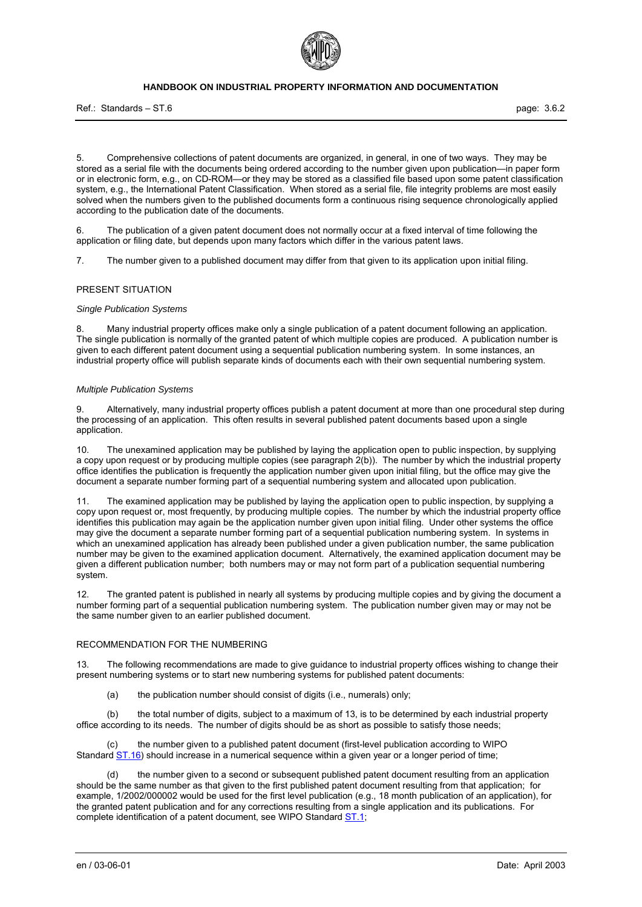5. Comprehensive collections of patent documents are organized, in general, in one of two ways. They may be stored as a serial file with the documents being ordered according to the number given upon publication—in paper form or in electronic form, e.g., on CD-ROM—or they may be stored as a classified file based upon some patent classification system, e.g., the International Patent Classification. When stored as a serial file, file integrity problems are most easily solved when the numbers given to the published documents form a continuous rising sequence chronologically applied according to the publication date of the documents.

6. The publication of a given patent document does not normally occur at a fixed interval of time following the application or filing date, but depends upon many factors which differ in the various patent laws.

7. The number given to a published document may differ from that given to its application upon initial filing.

## PRESENT SITUATION

### *Single Publication Systems*

8. Many industrial property offices make only a single publication of a patent document following an application. The single publication is normally of the granted patent of which multiple copies are produced. A publication number is given to each different patent document using a sequential publication numbering system. In some instances, an industrial property office will publish separate kinds of documents each with their own sequential numbering system.

### *Multiple Publication Systems*

9. Alternatively, many industrial property offices publish a patent document at more than one procedural step during the processing of an application. This often results in several published patent documents based upon a single application.

10. The unexamined application may be published by laying the application open to public inspection, by supplying a copy upon request or by producing multiple copies (see paragraph 2(b)). The number by which the industrial property office identifies the publication is frequently the application number given upon initial filing, but the office may give the document a separate number forming part of a sequential numbering system and allocated upon publication.

11. The examined application may be published by laying the application open to public inspection, by supplying a copy upon request or, most frequently, by producing multiple copies. The number by which the industrial property office identifies this publication may again be the application number given upon initial filing. Under other systems the office may give the document a separate number forming part of a sequential publication numbering system. In systems in which an unexamined application has already been published under a given publication number, the same publication number may be given to the examined application document. Alternatively, the examined application document may be given a different publication number; both numbers may or may not form part of a publication sequential numbering system.

12. The granted patent is published in nearly all systems by producing multiple copies and by giving the document a number forming part of a sequential publication numbering system. The publication number given may or may not be the same number given to an earlier published document.

## RECOMMENDATION FOR THE NUMBERING

13. The following recommendations are made to give guidance to industrial property offices wishing to change their present numbering systems or to start new numbering systems for published patent documents:

(a) the publication number should consist of digits (i.e., numerals) only;

(b) the total number of digits, subject to a maximum of 13, is to be determined by each industrial property office according to its needs. The number of digits should be as short as possible to satisfy those needs;

(c) the number given to a published patent document (first-level publication according to WIPO Standard ST.16) should increase in a numerical sequence within a given year or a longer period of time;

(d) the number given to a second or subsequent published patent document resulting from an application should be the same number as that given to the first published patent document resulting from that application; for example, 1/2002/000002 would be used for the first level publication (e.g., 18 month publication of an application), for the granted patent publication and for any corrections resulting from a single application and its publications. For complete identification of a patent document, see WIPO Standard ST.1;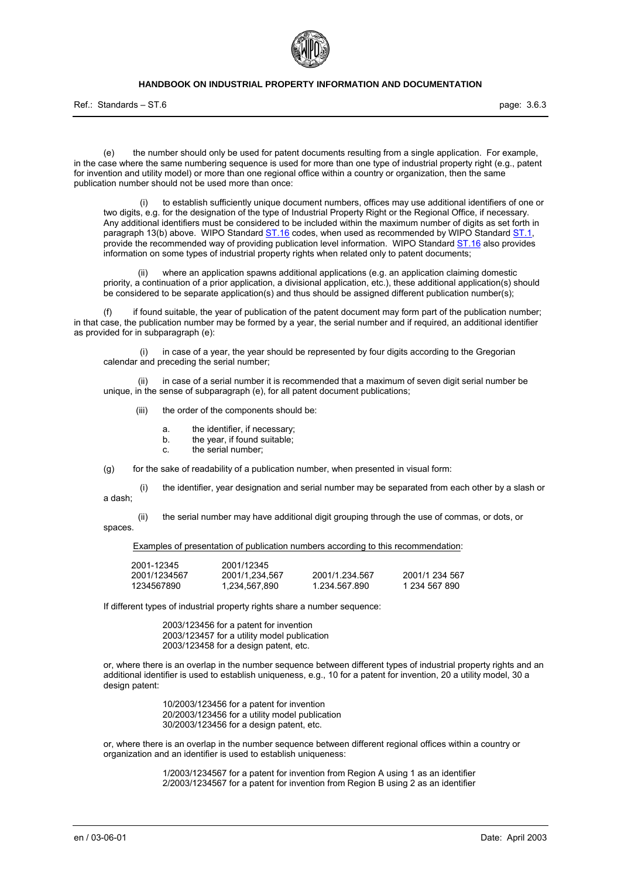(e) the number should only be used for patent documents resulting from a single application. For example, in the case where the same numbering sequence is used for more than one type of industrial property right (e.g., patent for invention and utility model) or more than one regional office within a country or organization, then the same publication number should not be used more than once:

(i) to establish sufficiently unique document numbers, offices may use additional identifiers of one or two digits, e.g. for the designation of the type of Industrial Property Right or the Regional Office, if necessary. Any additional identifiers must be considered to be included within the maximum number of digits as set forth in paragraph 13(b) above. WIPO Standard ST.16 codes, when used as recommended by WIPO Standard ST.1, provide the recommended way of providing publication level information. WIPO Standard ST.16 also provides information on some types of industrial property rights when related only to patent documents;

(ii) where an application spawns additional applications (e.g. an application claiming domestic priority, a continuation of a prior application, a divisional application, etc.), these additional application(s) should be considered to be separate application(s) and thus should be assigned different publication number(s);

(f) if found suitable, the year of publication of the patent document may form part of the publication number; in that case, the publication number may be formed by a year, the serial number and if required, an additional identifier as provided for in subparagraph (e):

(i) in case of a year, the year should be represented by four digits according to the Gregorian calendar and preceding the serial number;

(ii) in case of a serial number it is recommended that a maximum of seven digit serial number be unique, in the sense of subparagraph (e), for all patent document publications;

(iii) the order of the components should be:

a. the identifier, if necessary;
b. the year, if found suitable;
c. the serial number;

(g) for the sake of readability of a publication number, when presented in visual form:

(i) the identifier, year designation and serial number may be separated from each other by a slash or a dash;

(ii) the serial number may have additional digit grouping through the use of commas, or dots, or spaces.

Examples of presentation of publication numbers according to this recommendation:

| | | | |
|---|---|---|---|
| 2001-12345 | 2001/12345 | | |
| 2001/1234567 | 2001/1,234,567 | 2001/1.234.567 | 2001/1 234 567 |
| 1234567890 | 1,234,567,890 | 1.234.567.890 | 1 234 567 890 |

If different types of industrial property rights share a number sequence:

2003/123456 for a patent for invention
2003/123457 for a utility model publication
2003/123458 for a design patent, etc.

or, where there is an overlap in the number sequence between different types of industrial property rights and an additional identifier is used to establish uniqueness, e.g., 10 for a patent for invention, 20 a utility model, 30 a design patent:

10/2003/123456 for a patent for invention
20/2003/123456 for a utility model publication
30/2003/123456 for a design patent, etc.

or, where there is an overlap in the number sequence between different regional offices within a country or organization and an identifier is used to establish uniqueness:

1/2003/1234567 for a patent for invention from Region A using 1 as an identifier
2/2003/1234567 for a patent for invention from Region B using 2 as an identifier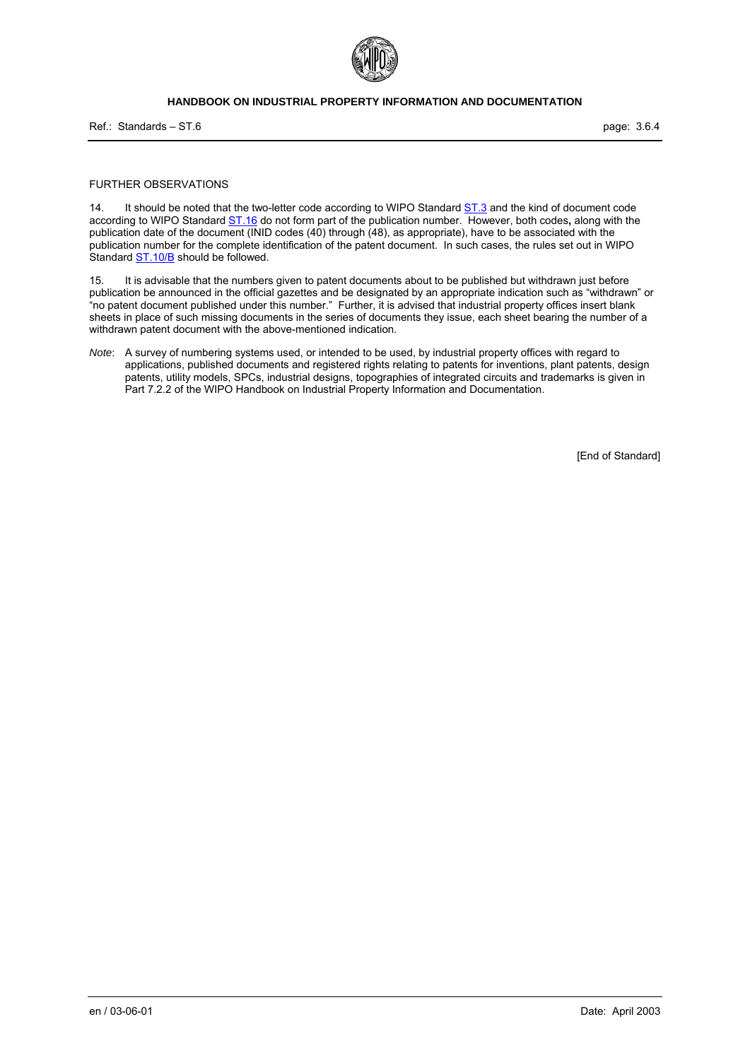FURTHER OBSERVATIONS

14. It should be noted that the two-letter code according to WIPO Standard ST.3 and the kind of document code according to WIPO Standard ST.16 do not form part of the publication number. However, both codes, along with the publication date of the document (INID codes (40) through (48), as appropriate), have to be associated with the publication number for the complete identification of the patent document. In such cases, the rules set out in WIPO Standard ST.10/B should be followed.

15. It is advisable that the numbers given to patent documents about to be published but withdrawn just before publication be announced in the official gazettes and be designated by an appropriate indication such as "withdrawn" or "no patent document published under this number." Further, it is advised that industrial property offices insert blank sheets in place of such missing documents in the series of documents they issue, each sheet bearing the number of a withdrawn patent document with the above-mentioned indication.

*Note*: A survey of numbering systems used, or intended to be used, by industrial property offices with regard to applications, published documents and registered rights relating to patents for inventions, plant patents, design patents, utility models, SPCs, industrial designs, topographies of integrated circuits and trademarks is given in Part 7.2.2 of the WIPO Handbook on Industrial Property Information and Documentation.

[End of Standard]